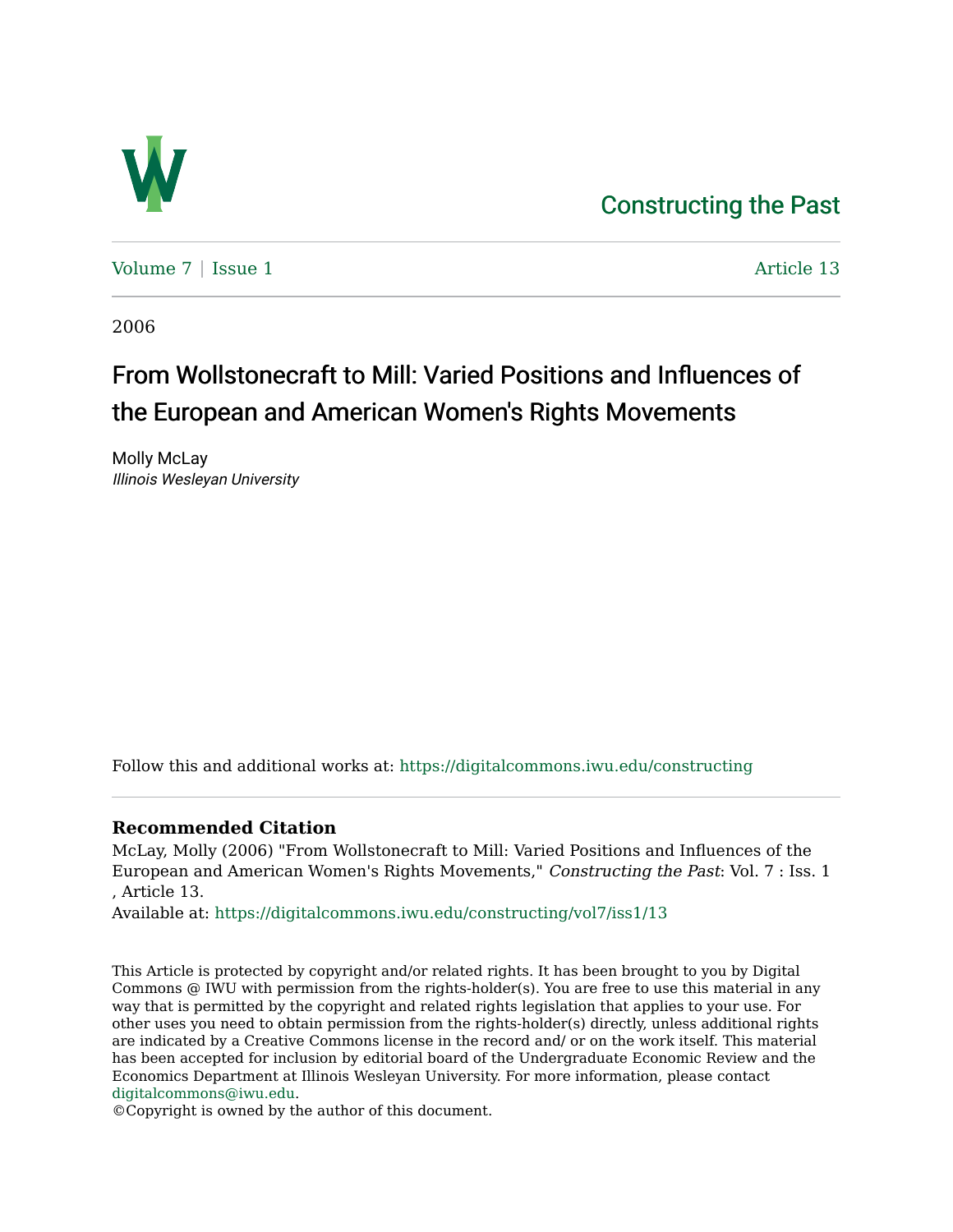Constructing the Past

Volume 7 | Issue 1 Article 13

2006

# From Wollstonecraft to Mill: Varied Positions and Influences of the European and American Women's Rights Movements

Molly McLay
*Illinois Wesleyan University*

Follow this and additional works at: https://digitalcommons.iwu.edu/constructing

**Recommended Citation**

McLay, Molly (2006) "From Wollstonecraft to Mill: Varied Positions and Influences of the European and American Women's Rights Movements," *Constructing the Past*: Vol. 7 : Iss. 1 , Article 13.
Available at: https://digitalcommons.iwu.edu/constructing/vol7/iss1/13

This Article is protected by copyright and/or related rights. It has been brought to you by Digital Commons @ IWU with permission from the rights-holder(s). You are free to use this material in any way that is permitted by the copyright and related rights legislation that applies to your use. For other uses you need to obtain permission from the rights-holder(s) directly, unless additional rights are indicated by a Creative Commons license in the record and/ or on the work itself. This material has been accepted for inclusion by editorial board of the Undergraduate Economic Review and the Economics Department at Illinois Wesleyan University. For more information, please contact digitalcommons@iwu.edu.
©Copyright is owned by the author of this document.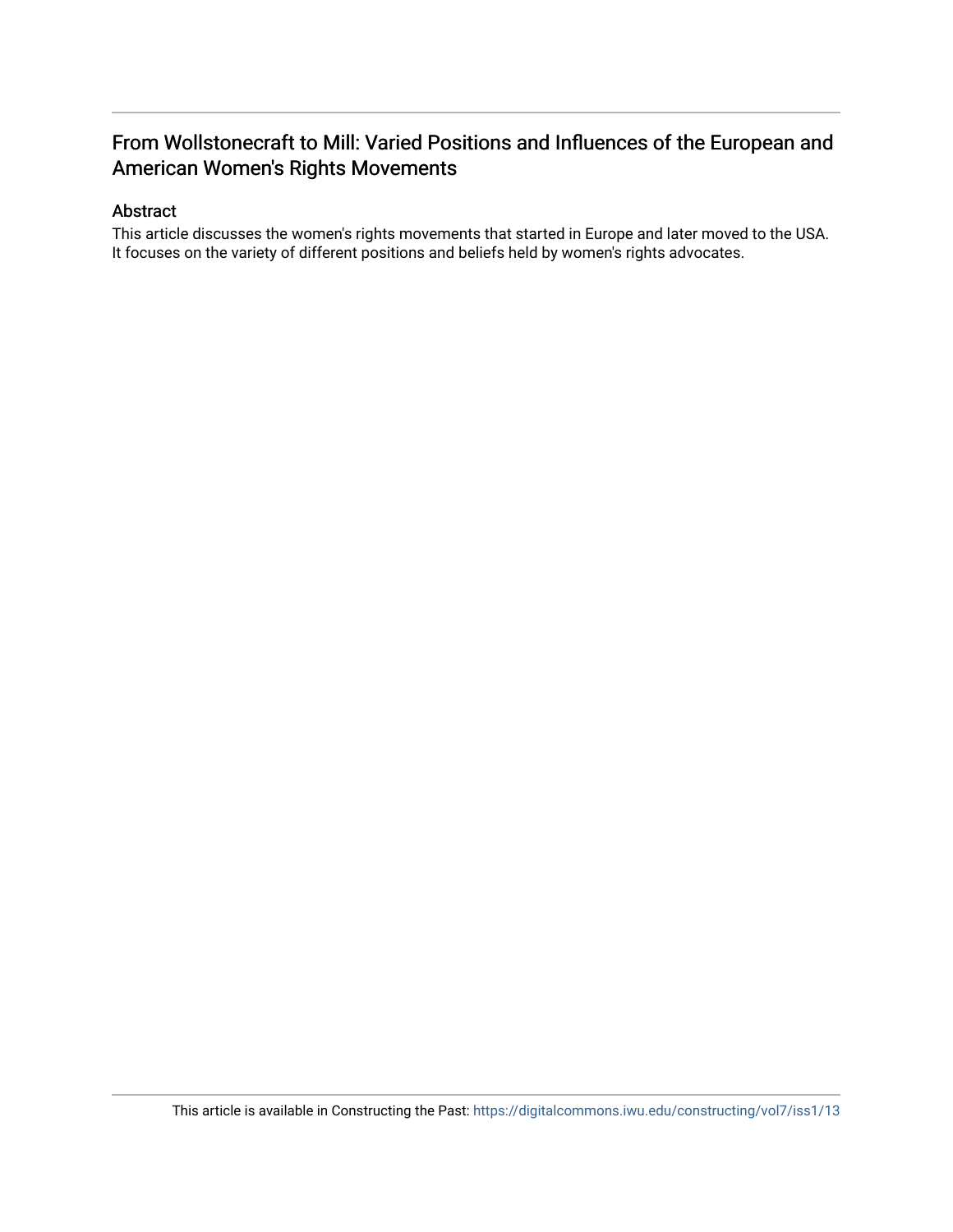# From Wollstonecraft to Mill: Varied Positions and Influences of the European and American Women's Rights Movements

## Abstract

This article discusses the women's rights movements that started in Europe and later moved to the USA. It focuses on the variety of different positions and beliefs held by women's rights advocates.

This article is available in Constructing the Past: https://digitalcommons.iwu.edu/constructing/vol7/iss1/13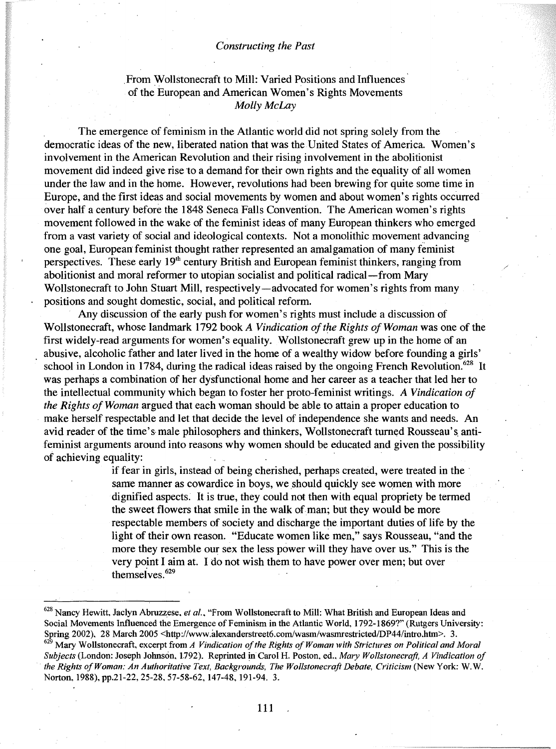## From Wollstonecraft to Mill: Varied Positions and Influences of the European and American Women's Rights Movements

*Molly McLay*

The emergence of feminism in the Atlantic world did not spring solely from the democratic ideas of the new, liberated nation that was the United States of America. Women's involvement in the American Revolution and their rising involvement in the abolitionist movement did indeed give rise to a demand for their own rights and the equality of all women under the law and in the home. However, revolutions had been brewing for quite some time in Europe, and the first ideas and social movements by women and about women's rights occurred over half a century before the 1848 Seneca Falls Convention. The American women's rights movement followed in the wake of the feminist ideas of many European thinkers who emerged from a vast variety of social and ideological contexts. Not a monolithic movement advancing one goal, European feminist thought rather represented an amalgamation of many feminist perspectives. These early 19th century British and European feminist thinkers, ranging from abolitionist and moral reformer to utopian socialist and political radical—from Mary Wollstonecraft to John Stuart Mill, respectively—advocated for women's rights from many positions and sought domestic, social, and political reform.

Any discussion of the early push for women's rights must include a discussion of Wollstonecraft, whose landmark 1792 book *A Vindication of the Rights of Woman* was one of the first widely-read arguments for women's equality. Wollstonecraft grew up in the home of an abusive, alcoholic father and later lived in the home of a wealthy widow before founding a girls' school in London in 1784, during the radical ideas raised by the ongoing French Revolution.[628] It was perhaps a combination of her dysfunctional home and her career as a teacher that led her to the intellectual community which began to foster her proto-feminist writings. *A Vindication of the Rights of Woman* argued that each woman should be able to attain a proper education to make herself respectable and let that decide the level of independence she wants and needs. An avid reader of the time's male philosophers and thinkers, Wollstonecraft turned Rousseau's anti-feminist arguments around into reasons why women should be educated and given the possibility of achieving equality:

> if fear in girls, instead of being cherished, perhaps created, were treated in the same manner as cowardice in boys, we should quickly see women with more dignified aspects. It is true, they could not then with equal propriety be termed the sweet flowers that smile in the walk of man; but they would be more respectable members of society and discharge the important duties of life by the light of their own reason. "Educate women like men," says Rousseau, "and the more they resemble our sex the less power will they have over us." This is the very point I aim at. I do not wish them to have power over men; but over themselves.[629]

---

[628] Nancy Hewitt, Jaclyn Abruzzese, *et al.*, "From Wollstonecraft to Mill: What British and European Ideas and Social Movements Influenced the Emergence of Feminism in the Atlantic World, 1792-1869?" (Rutgers University: Spring 2002), 28 March 2005 <http://www.alexanderstreet6.com/wasm/wasmrestricted/DP44/intro.htm>. 3.

[629] Mary Wollstonecraft, excerpt from *A Vindication of the Rights of Woman with Strictures on Political and Moral Subjects* (London: Joseph Johnson, 1792). Reprinted in Carol H. Poston, ed., *Mary Wollstonecraft, A Vindication of the Rights of Woman: An Authoritative Text, Backgrounds, The Wollstonecraft Debate, Criticism* (New York: W.W. Norton, 1988), pp.21-22, 25-28, 57-58-62, 147-48, 191-94. 3.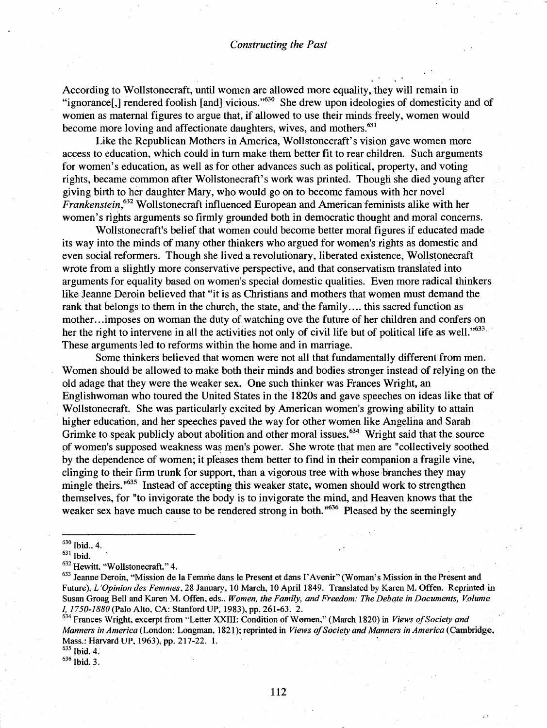According to Wollstonecraft, until women are allowed more equality, they will remain in "ignorance[,] rendered foolish [and] vicious."[630] She drew upon ideologies of domesticity and of women as maternal figures to argue that, if allowed to use their minds freely, women would become more loving and affectionate daughters, wives, and mothers.[631]

Like the Republican Mothers in America, Wollstonecraft's vision gave women more access to education, which could in turn make them better fit to rear children. Such arguments for women's education, as well as for other advances such as political, property, and voting rights, became common after Wollstonecraft's work was printed. Though she died young after giving birth to her daughter Mary, who would go on to become famous with her novel *Frankenstein*,[632] Wollstonecraft influenced European and American feminists alike with her women's rights arguments so firmly grounded both in democratic thought and moral concerns.

Wollstonecraft's belief that women could become better moral figures if educated made its way into the minds of many other thinkers who argued for women's rights as domestic and even social reformers. Though she lived a revolutionary, liberated existence, Wollstonecraft wrote from a slightly more conservative perspective, and that conservatism translated into arguments for equality based on women's special domestic qualities. Even more radical thinkers like Jeanne Deroin believed that "it is as Christians and mothers that women must demand the rank that belongs to them in the church, the state, and the family.... this sacred function as mother...imposes on woman the duty of watching ove the future of her children and confers on her the right to intervene in all the activities not only of civil life but of political life as well."[633] These arguments led to reforms within the home and in marriage.

Some thinkers believed that women were not all that fundamentally different from men. Women should be allowed to make both their minds and bodies stronger instead of relying on the old adage that they were the weaker sex. One such thinker was Frances Wright, an Englishwoman who toured the United States in the 1820s and gave speeches on ideas like that of Wollstonecraft. She was particularly excited by American women's growing ability to attain higher education, and her speeches paved the way for other women like Angelina and Sarah Grimke to speak publicly about abolition and other moral issues.[634] Wright said that the source of women's supposed weakness was men's power. She wrote that men are "collectively soothed by the dependence of women; it pleases them better to find in their companion a fragile vine, clinging to their firm trunk for support, than a vigorous tree with whose branches they may mingle theirs."[635] Instead of accepting this weaker state, women should work to strengthen themselves, for "to invigorate the body is to invigorate the mind, and Heaven knows that the weaker sex have much cause to be rendered strong in both."[636] Pleased by the seemingly

---

[630] Ibid., 4.

[631] Ibid.

[632] Hewitt, "Wollstonecraft," 4.

[633] Jeanne Deroin, "Mission de la Femme dans le Present et dans l'Avenir" (Woman's Mission in the Present and Future), *L'Opinion des Femmes*, 28 January, 10 March, 10 April 1849. Translated by Karen M. Offen. Reprinted in Susan Groag Bell and Karen M. Offen, eds., *Women, the Family, and Freedom: The Debate in Documents, Volume I, 1750-1880* (Palo Alto, CA: Stanford UP, 1983), pp. 261-63. 2.

[634] Frances Wright, excerpt from "Letter XXIII: Condition of Women," (March 1820) in *Views of Society and Manners in America* (London: Longman, 1821); reprinted in *Views of Society and Manners in America* (Cambridge, Mass.: Harvard UP, 1963), pp. 217-22. 1.

[635] Ibid. 4.

[636] Ibid. 3.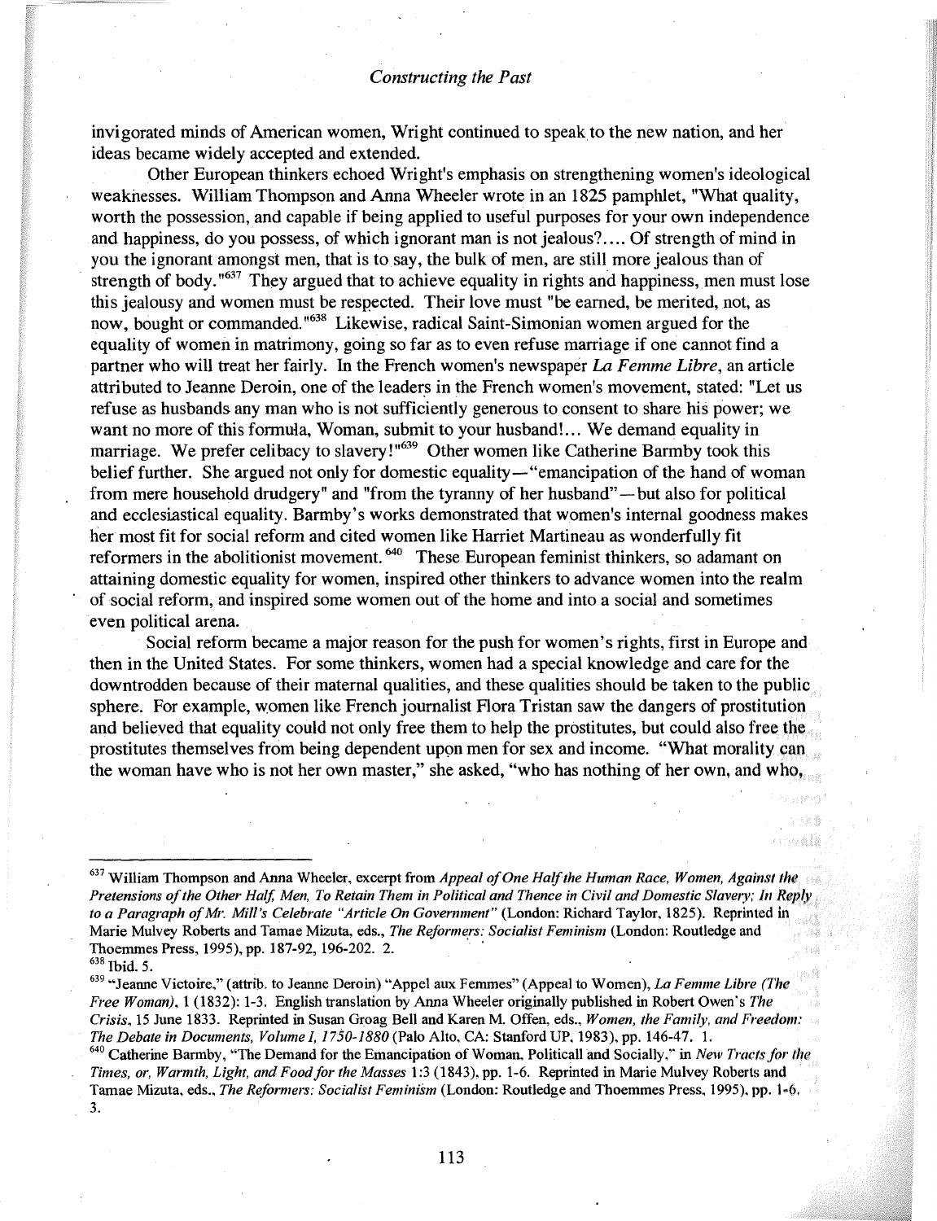invigorated minds of American women, Wright continued to speak to the new nation, and her ideas became widely accepted and extended.

Other European thinkers echoed Wright's emphasis on strengthening women's ideological weaknesses. William Thompson and Anna Wheeler wrote in an 1825 pamphlet, "What quality, worth the possession, and capable if being applied to useful purposes for your own independence and happiness, do you possess, of which ignorant man is not jealous?.... Of strength of mind in you the ignorant amongst men, that is to say, the bulk of men, are still more jealous than of strength of body."[637] They argued that to achieve equality in rights and happiness, men must lose this jealousy and women must be respected. Their love must "be earned, be merited, not, as now, bought or commanded."[638] Likewise, radical Saint-Simonian women argued for the equality of women in matrimony, going so far as to even refuse marriage if one cannot find a partner who will treat her fairly. In the French women's newspaper *La Femme Libre*, an article attributed to Jeanne Deroin, one of the leaders in the French women's movement, stated: "Let us refuse as husbands any man who is not sufficiently generous to consent to share his power; we want no more of this formula, Woman, submit to your husband!... We demand equality in marriage. We prefer celibacy to slavery!"[639] Other women like Catherine Barmby took this belief further. She argued not only for domestic equality—"emancipation of the hand of woman from mere household drudgery" and "from the tyranny of her husband"—but also for political and ecclesiastical equality. Barmby's works demonstrated that women's internal goodness makes her most fit for social reform and cited women like Harriet Martineau as wonderfully fit reformers in the abolitionist movement.[640] These European feminist thinkers, so adamant on attaining domestic equality for women, inspired other thinkers to advance women into the realm of social reform, and inspired some women out of the home and into a social and sometimes even political arena.

Social reform became a major reason for the push for women's rights, first in Europe and then in the United States. For some thinkers, women had a special knowledge and care for the downtrodden because of their maternal qualities, and these qualities should be taken to the public sphere. For example, women like French journalist Flora Tristan saw the dangers of prostitution and believed that equality could not only free them to help the prostitutes, but could also free the prostitutes themselves from being dependent upon men for sex and income. "What morality can the woman have who is not her own master," she asked, "who has nothing of her own, and who,

---

[637] William Thompson and Anna Wheeler, excerpt from *Appeal of One Half the Human Race, Women, Against the Pretensions of the Other Half, Men, To Retain Them in Political and Thence in Civil and Domestic Slavery; In Reply to a Paragraph of Mr. Mill's Celebrate "Article On Government"* (London: Richard Taylor, 1825). Reprinted in Marie Mulvey Roberts and Tamae Mizuta, eds., *The Reformers: Socialist Feminism* (London: Routledge and Thoemmes Press, 1995), pp. 187-92, 196-202. 2.

[638] Ibid. 5.

[639] "Jeanne Victoire," (attrib. to Jeanne Deroin) "Appel aux Femmes" (Appeal to Women), *La Femme Libre (The Free Woman)*, 1 (1832): 1-3. English translation by Anna Wheeler originally published in Robert Owen's *The Crisis*, 15 June 1833. Reprinted in Susan Groag Bell and Karen M. Offen, eds., *Women, the Family, and Freedom: The Debate in Documents, Volume I, 1750-1880* (Palo Alto, CA: Stanford UP, 1983), pp. 146-47. 1.

[640] Catherine Barmby, "The Demand for the Emancipation of Woman, Politicall and Socially," in *New Tracts for the Times, or, Warmth, Light, and Food for the Masses* 1:3 (1843), pp. 1-6. Reprinted in Marie Mulvey Roberts and Tamae Mizuta, eds., *The Reformers: Socialist Feminism* (London: Routledge and Thoemmes Press, 1995), pp. 1-6, 3.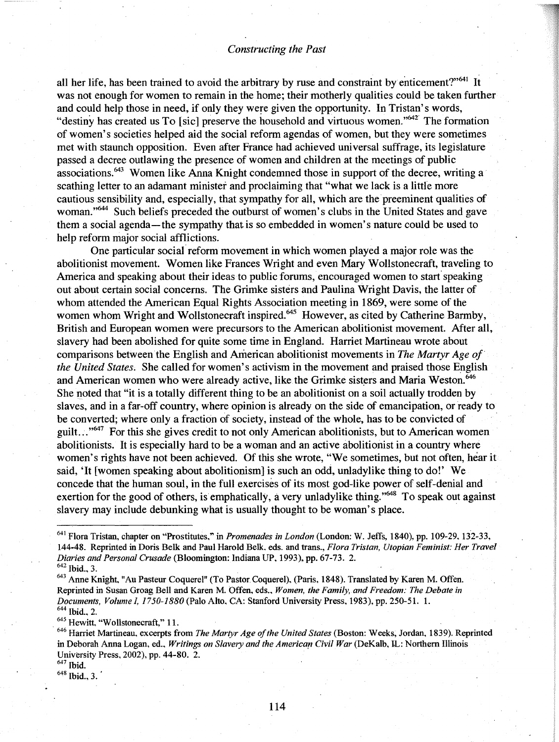all her life, has been trained to avoid the arbitrary by ruse and constraint by enticement?"[641] It was not enough for women to remain in the home; their motherly qualities could be taken further and could help those in need, if only they were given the opportunity. In Tristan's words, "destiny has created us To [sic] preserve the household and virtuous women."[642] The formation of women's societies helped aid the social reform agendas of women, but they were sometimes met with staunch opposition. Even after France had achieved universal suffrage, its legislature passed a decree outlawing the presence of women and children at the meetings of public associations.[643] Women like Anna Knight condemned those in support of the decree, writing a scathing letter to an adamant minister and proclaiming that "what we lack is a little more cautious sensibility and, especially, that sympathy for all, which are the preeminent qualities of woman."[644] Such beliefs preceded the outburst of women's clubs in the United States and gave them a social agenda—the sympathy that is so embedded in women's nature could be used to help reform major social afflictions.

One particular social reform movement in which women played a major role was the abolitionist movement. Women like Frances Wright and even Mary Wollstonecraft, traveling to America and speaking about their ideas to public forums, encouraged women to start speaking out about certain social concerns. The Grimke sisters and Paulina Wright Davis, the latter of whom attended the American Equal Rights Association meeting in 1869, were some of the women whom Wright and Wollstonecraft inspired.[645] However, as cited by Catherine Barmby, British and European women were precursors to the American abolitionist movement. After all, slavery had been abolished for quite some time in England. Harriet Martineau wrote about comparisons between the English and American abolitionist movements in *The Martyr Age of the United States*. She called for women's activism in the movement and praised those English and American women who were already active, like the Grimke sisters and Maria Weston.[646] She noted that "it is a totally different thing to be an abolitionist on a soil actually trodden by slaves, and in a far-off country, where opinion is already on the side of emancipation, or ready to be converted; where only a fraction of society, instead of the whole, has to be convicted of guilt…"[647] For this she gives credit to not only American abolitionists, but to American women abolitionists. It is especially hard to be a woman and an active abolitionist in a country where women's rights have not been achieved. Of this she wrote, "We sometimes, but not often, hear it said, 'It [women speaking about abolitionism] is such an odd, unladylike thing to do!' We concede that the human soul, in the full exercises of its most god-like power of self-denial and exertion for the good of others, is emphatically, a very unladylike thing."[648] To speak out against slavery may include debunking what is usually thought to be woman's place.

---

[641] Flora Tristan, chapter on "Prostitutes," in *Promenades in London* (London: W. Jeffs, 1840), pp. 109-29, 132-33, 144-48. Reprinted in Doris Belk and Paul Harold Belk, eds. and trans., *Flora Tristan, Utopian Feminist: Her Travel Diaries and Personal Crusade* (Bloomington: Indiana UP, 1993), pp. 67-73. 2.

[642] Ibid., 3.

[643] Anne Knight, "Au Pasteur Coquerel" (To Pastor Coquerel), (Paris, 1848). Translated by Karen M. Offen. Reprinted in Susan Groag Bell and Karen M. Offen, eds., *Women, the Family, and Freedom: The Debate in Documents, Volume I, 1750-1880* (Palo Alto, CA: Stanford University Press, 1983), pp. 250-51. 1.

[644] Ibid., 2.

[645] Hewitt, "Wollstonecraft," 11.

[646] Harriet Martineau, excerpts from *The Martyr Age of the United States* (Boston: Weeks, Jordan, 1839). Reprinted in Deborah Anna Logan, ed., *Writings on Slavery and the American Civil War* (DeKalb, IL: Northern Illinois University Press, 2002), pp. 44-80. 2.

[647] Ibid.

[648] Ibid., 3.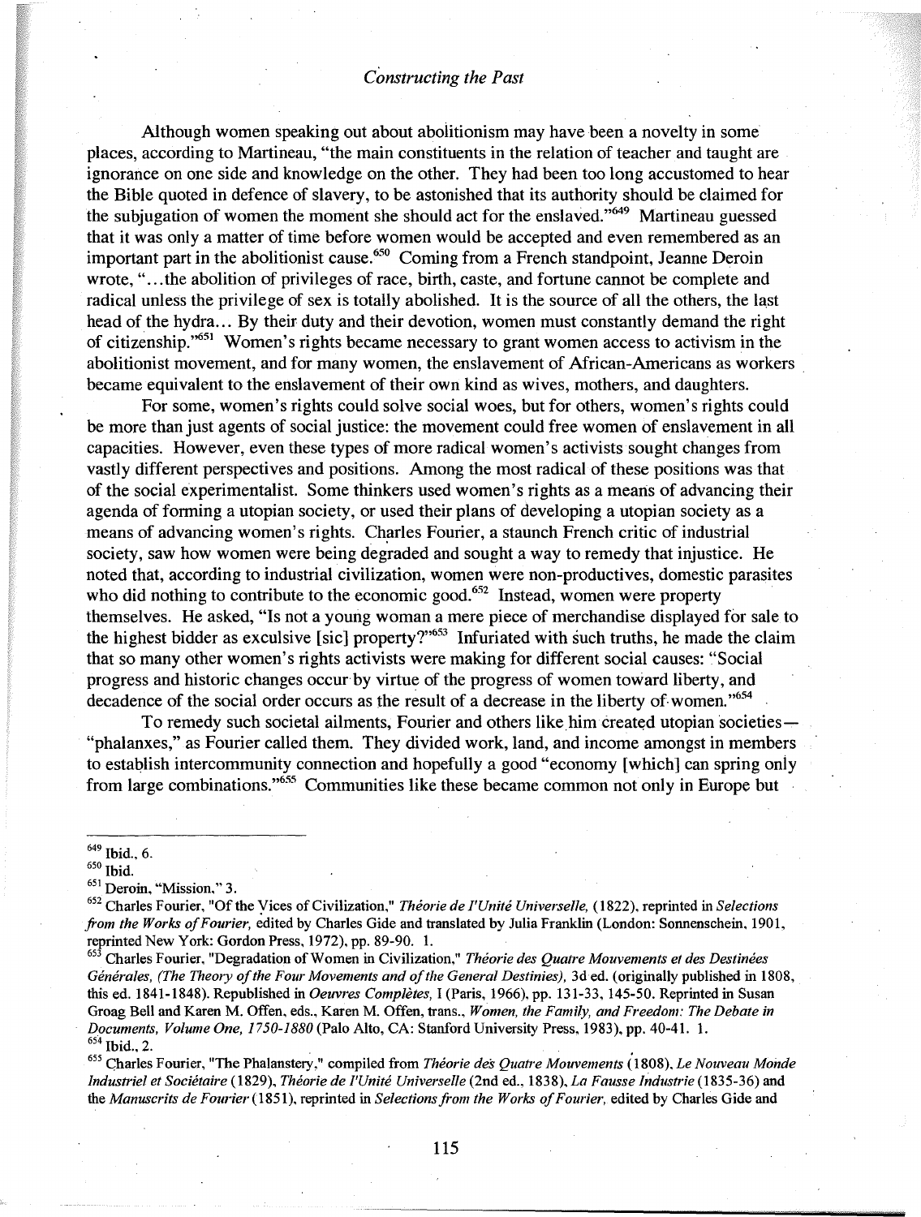Although women speaking out about abolitionism may have been a novelty in some places, according to Martineau, "the main constituents in the relation of teacher and taught are ignorance on one side and knowledge on the other. They had been too long accustomed to hear the Bible quoted in defence of slavery, to be astonished that its authority should be claimed for the subjugation of women the moment she should act for the enslaved."[649] Martineau guessed that it was only a matter of time before women would be accepted and even remembered as an important part in the abolitionist cause.[650] Coming from a French standpoint, Jeanne Deroin wrote, "...the abolition of privileges of race, birth, caste, and fortune cannot be complete and radical unless the privilege of sex is totally abolished. It is the source of all the others, the last head of the hydra... By their duty and their devotion, women must constantly demand the right of citizenship."[651] Women's rights became necessary to grant women access to activism in the abolitionist movement, and for many women, the enslavement of African-Americans as workers became equivalent to the enslavement of their own kind as wives, mothers, and daughters.

For some, women's rights could solve social woes, but for others, women's rights could be more than just agents of social justice: the movement could free women of enslavement in all capacities. However, even these types of more radical women's activists sought changes from vastly different perspectives and positions. Among the most radical of these positions was that of the social experimentalist. Some thinkers used women's rights as a means of advancing their agenda of forming a utopian society, or used their plans of developing a utopian society as a means of advancing women's rights. Charles Fourier, a staunch French critic of industrial society, saw how women were being degraded and sought a way to remedy that injustice. He noted that, according to industrial civilization, women were non-productives, domestic parasites who did nothing to contribute to the economic good.[652] Instead, women were property themselves. He asked, "Is not a young woman a mere piece of merchandise displayed for sale to the highest bidder as exculsive [sic] property?"[653] Infuriated with such truths, he made the claim that so many other women's rights activists were making for different social causes: "Social progress and historic changes occur by virtue of the progress of women toward liberty, and decadence of the social order occurs as the result of a decrease in the liberty of women."[654]

To remedy such societal ailments, Fourier and others like him created utopian societies—"phalanxes," as Fourier called them. They divided work, land, and income amongst in members to establish intercommunity connection and hopefully a good "economy [which] can spring only from large combinations."[655] Communities like these became common not only in Europe but

---

[649] Ibid., 6.

[650] Ibid.

[651] Deroin, "Mission," 3.

[652] Charles Fourier, "Of the Vices of Civilization," *Théorie de l'Unité Universelle,* (1822), reprinted in *Selections from the Works of Fourier,* edited by Charles Gide and translated by Julia Franklin (London: Sonnenschein, 1901, reprinted New York: Gordon Press, 1972), pp. 89-90. 1.

[653] Charles Fourier, "Degradation of Women in Civilization," *Théorie des Quatre Mouvements et des Destinées Générales, (The Theory of the Four Movements and of the General Destinies),* 3d ed. (originally published in 1808, this ed. 1841-1848). Republished in *Oeuvres Complètes,* I (Paris, 1966), pp. 131-33, 145-50. Reprinted in Susan Groag Bell and Karen M. Offen, eds., Karen M. Offen, trans., *Women, the Family, and Freedom: The Debate in Documents, Volume One, 1750-1880* (Palo Alto, CA: Stanford University Press, 1983), pp. 40-41. 1.

[654] Ibid., 2.

[655] Charles Fourier, "The Phalanstery," compiled from *Théorie des Quatre Mouvements* (1808), *Le Nouveau Monde Industriel et Sociétaire* (1829), *Théorie de l'Unité Universelle* (2nd ed., 1838), *La Fausse Industrie* (1835-36) and the *Manuscrits de Fourier* (1851), reprinted in *Selections from the Works of Fourier,* edited by Charles Gide and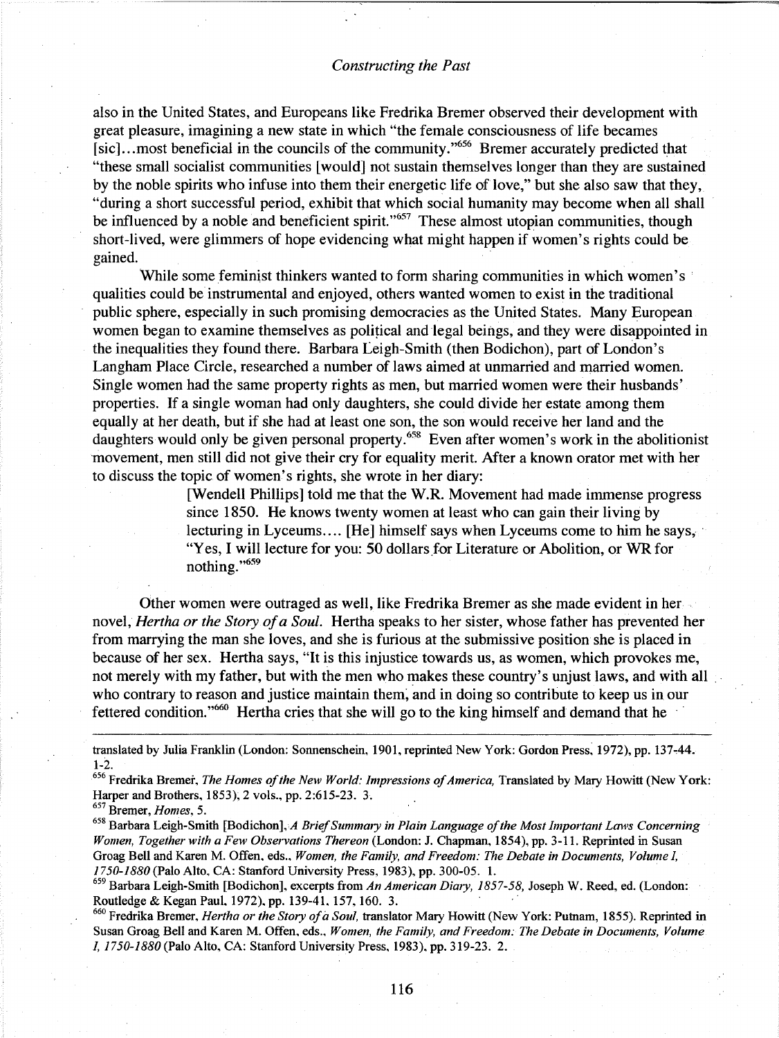also in the United States, and Europeans like Fredrika Bremer observed their development with great pleasure, imagining a new state in which "the female consciousness of life becames [sic]…most beneficial in the councils of the community."[656] Bremer accurately predicted that "these small socialist communities [would] not sustain themselves longer than they are sustained by the noble spirits who infuse into them their energetic life of love," but she also saw that they, "during a short successful period, exhibit that which social humanity may become when all shall be influenced by a noble and beneficient spirit."[657] These almost utopian communities, though short-lived, were glimmers of hope evidencing what might happen if women's rights could be gained.

While some feminist thinkers wanted to form sharing communities in which women's qualities could be instrumental and enjoyed, others wanted women to exist in the traditional public sphere, especially in such promising democracies as the United States. Many European women began to examine themselves as political and legal beings, and they were disappointed in the inequalities they found there. Barbara Leigh-Smith (then Bodichon), part of London's Langham Place Circle, researched a number of laws aimed at unmarried and married women. Single women had the same property rights as men, but married women were their husbands' properties. If a single woman had only daughters, she could divide her estate among them equally at her death, but if she had at least one son, the son would receive her land and the daughters would only be given personal property.[658] Even after women's work in the abolitionist movement, men still did not give their cry for equality merit. After a known orator met with her to discuss the topic of women's rights, she wrote in her diary:

> [Wendell Phillips] told me that the W.R. Movement had made immense progress since 1850. He knows twenty women at least who can gain their living by lecturing in Lyceums…. [He] himself says when Lyceums come to him he says, "Yes, I will lecture for you: 50 dollars for Literature or Abolition, or WR for nothing."[659]

Other women were outraged as well, like Fredrika Bremer as she made evident in her novel, *Hertha or the Story of a Soul.* Hertha speaks to her sister, whose father has prevented her from marrying the man she loves, and she is furious at the submissive position she is placed in because of her sex. Hertha says, "It is this injustice towards us, as women, which provokes me, not merely with my father, but with the men who makes these country's unjust laws, and with all who contrary to reason and justice maintain them, and in doing so contribute to keep us in our fettered condition."[660] Hertha cries that she will go to the king himself and demand that he

---

translated by Julia Franklin (London: Sonnenschein, 1901, reprinted New York: Gordon Press, 1972), pp. 137-44. 1-2.

[656] Fredrika Bremer, *The Homes of the New World: Impressions of America,* Translated by Mary Howitt (New York: Harper and Brothers, 1853), 2 vols., pp. 2:615-23. 3.

[657] Bremer, *Homes*, 5.

[658] Barbara Leigh-Smith [Bodichon], *A Brief Summary in Plain Language of the Most Important Laws Concerning Women, Together with a Few Observations Thereon* (London: J. Chapman, 1854), pp. 3-11. Reprinted in Susan Groag Bell and Karen M. Offen, eds., *Women, the Family, and Freedom: The Debate in Documents, Volume I, 1750-1880* (Palo Alto, CA: Stanford University Press, 1983), pp. 300-05. 1.

[659] Barbara Leigh-Smith [Bodichon], excerpts from *An American Diary, 1857-58,* Joseph W. Reed, ed. (London: Routledge & Kegan Paul, 1972), pp. 139-41, 157, 160. 3.

[660] Fredrika Bremer, *Hertha or the Story of a Soul,* translator Mary Howitt (New York: Putnam, 1855). Reprinted in Susan Groag Bell and Karen M. Offen, eds., *Women, the Family, and Freedom: The Debate in Documents, Volume I, 1750-1880* (Palo Alto, CA: Stanford University Press, 1983), pp. 319-23. 2.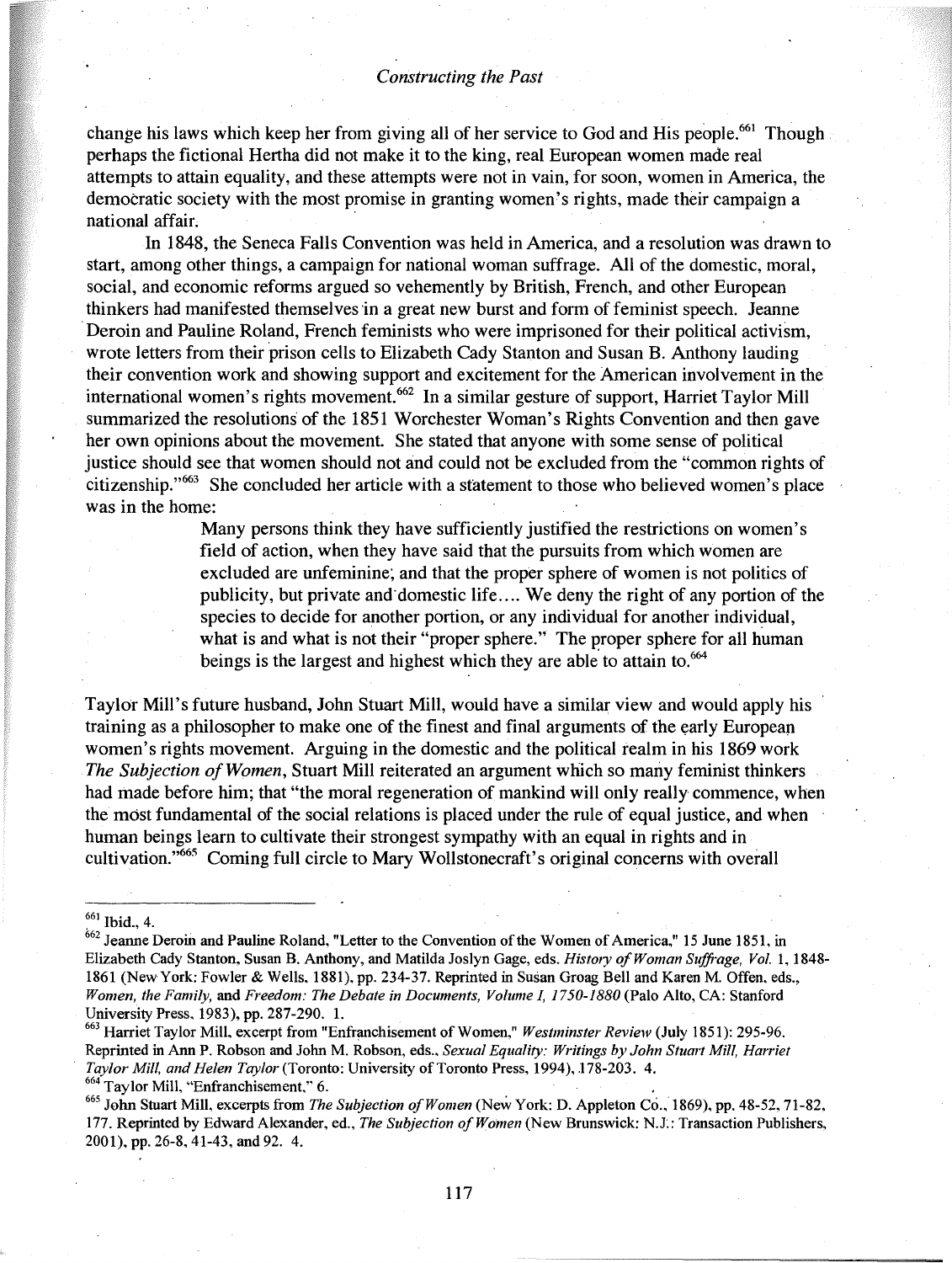change his laws which keep her from giving all of her service to God and His people.[661] Though perhaps the fictional Hertha did not make it to the king, real European women made real attempts to attain equality, and these attempts were not in vain, for soon, women in America, the democratic society with the most promise in granting women's rights, made their campaign a national affair.

In 1848, the Seneca Falls Convention was held in America, and a resolution was drawn to start, among other things, a campaign for national woman suffrage. All of the domestic, moral, social, and economic reforms argued so vehemently by British, French, and other European thinkers had manifested themselves in a great new burst and form of feminist speech. Jeanne Deroin and Pauline Roland, French feminists who were imprisoned for their political activism, wrote letters from their prison cells to Elizabeth Cady Stanton and Susan B. Anthony lauding their convention work and showing support and excitement for the American involvement in the international women's rights movement.[662] In a similar gesture of support, Harriet Taylor Mill summarized the resolutions of the 1851 Worchester Woman's Rights Convention and then gave her own opinions about the movement. She stated that anyone with some sense of political justice should see that women should not and could not be excluded from the "common rights of citizenship."[663] She concluded her article with a statement to those who believed women's place was in the home:

> Many persons think they have sufficiently justified the restrictions on women's field of action, when they have said that the pursuits from which women are excluded are unfeminine; and that the proper sphere of women is not politics of publicity, but private and domestic life.... We deny the right of any portion of the species to decide for another portion, or any individual for another individual, what is and what is not their "proper sphere." The proper sphere for all human beings is the largest and highest which they are able to attain to.[664]

Taylor Mill's future husband, John Stuart Mill, would have a similar view and would apply his training as a philosopher to make one of the finest and final arguments of the early European women's rights movement. Arguing in the domestic and the political realm in his 1869 work *The Subjection of Women*, Stuart Mill reiterated an argument which so many feminist thinkers had made before him; that "the moral regeneration of mankind will only really commence, when the most fundamental of the social relations is placed under the rule of equal justice, and when human beings learn to cultivate their strongest sympathy with an equal in rights and in cultivation."[665] Coming full circle to Mary Wollstonecraft's original concerns with overall

---

[661] Ibid., 4.

[662] Jeanne Deroin and Pauline Roland, "Letter to the Convention of the Women of America," 15 June 1851, in Elizabeth Cady Stanton, Susan B. Anthony, and Matilda Joslyn Gage, eds. *History of Woman Suffrage, Vol.* 1, 1848-1861 (New York: Fowler & Wells, 1881), pp. 234-37. Reprinted in Susan Groag Bell and Karen M. Offen, eds., *Women, the Family,* and *Freedom: The Debate in Documents, Volume I, 1750-1880* (Palo Alto, CA: Stanford University Press, 1983), pp. 287-290. 1.

[663] Harriet Taylor Mill, excerpt from "Enfranchisement of Women," *Westminster Review* (July 1851): 295-96. Reprinted in Ann P. Robson and John M. Robson, eds., *Sexual Equality: Writings by John Stuart Mill, Harriet Taylor Mill, and Helen Taylor* (Toronto: University of Toronto Press, 1994), 178-203. 4.

[664] Taylor Mill, "Enfranchisement," 6.

[665] John Stuart Mill, excerpts from *The Subjection of Women* (New York: D. Appleton Co., 1869), pp. 48-52, 71-82, 177. Reprinted by Edward Alexander, ed., *The Subjection of Women* (New Brunswick: N.J.: Transaction Publishers, 2001), pp. 26-8, 41-43, and 92. 4.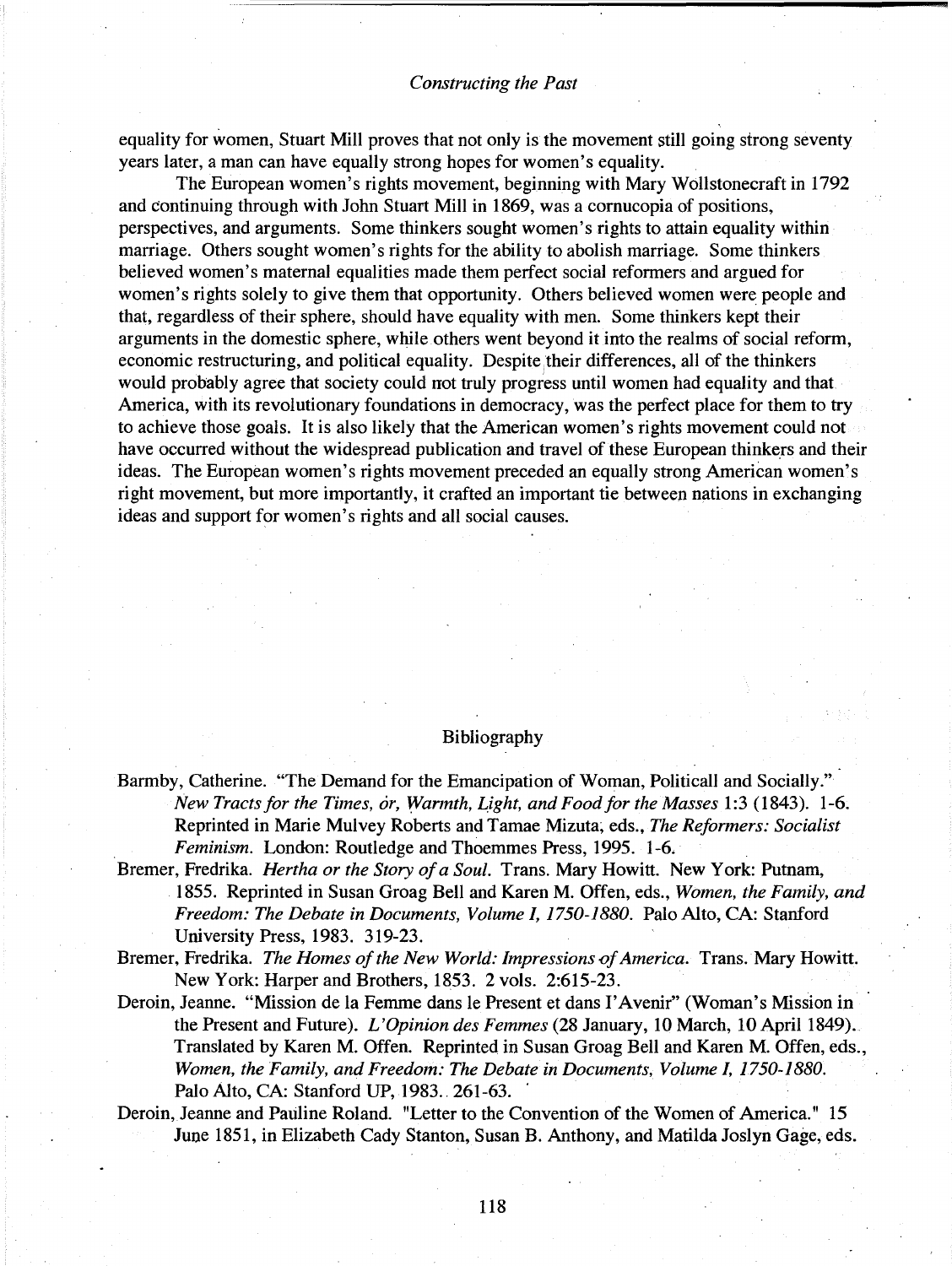equality for women, Stuart Mill proves that not only is the movement still going strong seventy years later, a man can have equally strong hopes for women's equality.

The European women's rights movement, beginning with Mary Wollstonecraft in 1792 and continuing through with John Stuart Mill in 1869, was a cornucopia of positions, perspectives, and arguments. Some thinkers sought women's rights to attain equality within marriage. Others sought women's rights for the ability to abolish marriage. Some thinkers believed women's maternal equalities made them perfect social reformers and argued for women's rights solely to give them that opportunity. Others believed women were people and that, regardless of their sphere, should have equality with men. Some thinkers kept their arguments in the domestic sphere, while others went beyond it into the realms of social reform, economic restructuring, and political equality. Despite their differences, all of the thinkers would probably agree that society could not truly progress until women had equality and that America, with its revolutionary foundations in democracy, was the perfect place for them to try to achieve those goals. It is also likely that the American women's rights movement could not have occurred without the widespread publication and travel of these European thinkers and their ideas. The European women's rights movement preceded an equally strong American women's right movement, but more importantly, it crafted an important tie between nations in exchanging ideas and support for women's rights and all social causes.

## Bibliography

Barmby, Catherine. "The Demand for the Emancipation of Woman, Politicall and Socially." *New Tracts for the Times, or, Warmth, Light, and Food for the Masses* 1:3 (1843). 1-6. Reprinted in Marie Mulvey Roberts and Tamae Mizuta, eds., *The Reformers: Socialist Feminism*. London: Routledge and Thoemmes Press, 1995. 1-6.

Bremer, Fredrika. *Hertha or the Story of a Soul*. Trans. Mary Howitt. New York: Putnam, 1855. Reprinted in Susan Groag Bell and Karen M. Offen, eds., *Women, the Family, and Freedom: The Debate in Documents, Volume I, 1750-1880*. Palo Alto, CA: Stanford University Press, 1983. 319-23.

Bremer, Fredrika. *The Homes of the New World: Impressions of America*. Trans. Mary Howitt. New York: Harper and Brothers, 1853. 2 vols. 2:615-23.

Deroin, Jeanne. "Mission de la Femme dans le Present et dans l'Avenir" (Woman's Mission in the Present and Future). *L'Opinion des Femmes* (28 January, 10 March, 10 April 1849). Translated by Karen M. Offen. Reprinted in Susan Groag Bell and Karen M. Offen, eds., *Women, the Family, and Freedom: The Debate in Documents, Volume I, 1750-1880*. Palo Alto, CA: Stanford UP, 1983. 261-63.

Deroin, Jeanne and Pauline Roland. "Letter to the Convention of the Women of America." 15 June 1851, in Elizabeth Cady Stanton, Susan B. Anthony, and Matilda Joslyn Gage, eds.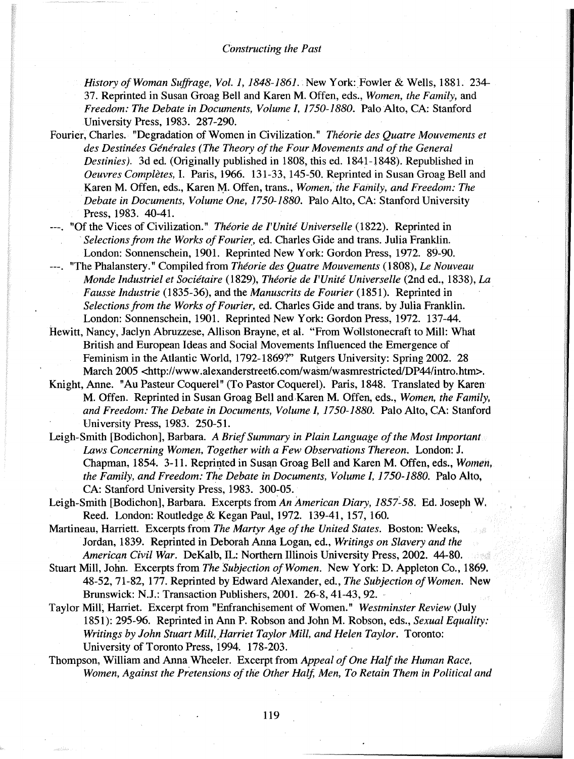*History of Woman Suffrage, Vol. 1, 1848-1861.* New York: Fowler & Wells, 1881. 234-37. Reprinted in Susan Groag Bell and Karen M. Offen, eds., *Women, the Family,* and *Freedom: The Debate in Documents, Volume I, 1750-1880.* Palo Alto, CA: Stanford University Press, 1983. 287-290.

Fourier, Charles. "Degradation of Women in Civilization." *Théorie des Quatre Mouvements et des Destinées Générales (The Theory of the Four Movements and of the General Destinies).* 3d ed. (Originally published in 1808, this ed. 1841-1848). Republished in *Oeuvres Complètes,* I. Paris, 1966. 131-33, 145-50. Reprinted in Susan Groag Bell and Karen M. Offen, eds., Karen M. Offen, trans., *Women, the Family, and Freedom: The Debate in Documents, Volume One, 1750-1880.* Palo Alto, CA: Stanford University Press, 1983. 40-41.

---. "Of the Vices of Civilization." *Théorie de l'Unité Universelle* (1822). Reprinted in *Selections from the Works of Fourier,* ed. Charles Gide and trans. Julia Franklin. London: Sonnenschein, 1901. Reprinted New York: Gordon Press, 1972. 89-90.

---. "The Phalanstery." Compiled from *Théorie des Quatre Mouvements* (1808), *Le Nouveau Monde Industriel et Sociétaire* (1829), *Théorie de l'Unité Universelle* (2nd ed., 1838), *La Fausse Industrie* (1835-36), and the *Manuscrits de Fourier* (1851). Reprinted in *Selections from the Works of Fourier,* ed. Charles Gide and trans. by Julia Franklin. London: Sonnenschein, 1901. Reprinted New York: Gordon Press, 1972. 137-44.

Hewitt, Nancy, Jaclyn Abruzzese, Allison Brayne, et al. "From Wollstonecraft to Mill: What British and European Ideas and Social Movements Influenced the Emergence of Feminism in the Atlantic World, 1792-1869?" Rutgers University: Spring 2002. 28 March 2005 <http://www.alexanderstreet6.com/wasm/wasmrestricted/DP44/intro.htm>.

Knight, Anne. "Au Pasteur Coquerel" (To Pastor Coquerel). Paris, 1848. Translated by Karen M. Offen. Reprinted in Susan Groag Bell and Karen M. Offen, eds., *Women, the Family, and Freedom: The Debate in Documents, Volume I, 1750-1880.* Palo Alto, CA: Stanford University Press, 1983. 250-51.

Leigh-Smith [Bodichon], Barbara. *A Brief Summary in Plain Language of the Most Important Laws Concerning Women, Together with a Few Observations Thereon.* London: J. Chapman, 1854. 3-11. Reprinted in Susan Groag Bell and Karen M. Offen, eds., *Women, the Family, and Freedom: The Debate in Documents, Volume I, 1750-1880.* Palo Alto, CA: Stanford University Press, 1983. 300-05.

Leigh-Smith [Bodichon], Barbara. Excerpts from *An American Diary, 1857-58.* Ed. Joseph W. Reed. London: Routledge & Kegan Paul, 1972. 139-41, 157, 160.

Martineau, Harriett. Excerpts from *The Martyr Age of the United States.* Boston: Weeks, Jordan, 1839. Reprinted in Deborah Anna Logan, ed., *Writings on Slavery and the American Civil War.* DeKalb, IL: Northern Illinois University Press, 2002. 44-80.

Stuart Mill, John. Excerpts from *The Subjection of Women.* New York: D. Appleton Co., 1869. 48-52, 71-82, 177. Reprinted by Edward Alexander, ed., *The Subjection of Women.* New Brunswick: N.J.: Transaction Publishers, 2001. 26-8, 41-43, 92.

Taylor Mill, Harriet. Excerpt from "Enfranchisement of Women." *Westminster Review* (July 1851): 295-96. Reprinted in Ann P. Robson and John M. Robson, eds., *Sexual Equality: Writings by John Stuart Mill, Harriet Taylor Mill, and Helen Taylor.* Toronto: University of Toronto Press, 1994. 178-203.

Thompson, William and Anna Wheeler. Excerpt from *Appeal of One Half the Human Race, Women, Against the Pretensions of the Other Half, Men, To Retain Them in Political and*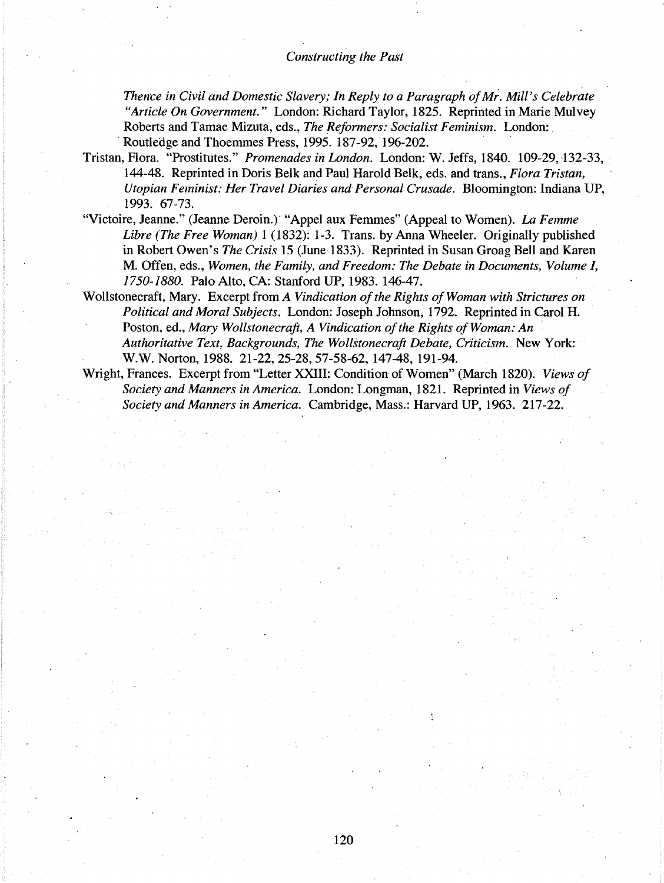*Thence in Civil and Domestic Slavery; In Reply to a Paragraph of Mr. Mill's Celebrate "Article On Government."* London: Richard Taylor, 1825. Reprinted in Marie Mulvey Roberts and Tamae Mizuta, eds., *The Reformers: Socialist Feminism.* London: Routledge and Thoemmes Press, 1995. 187-92, 196-202.

Tristan, Flora. "Prostitutes." *Promenades in London.* London: W. Jeffs, 1840. 109-29, 132-33, 144-48. Reprinted in Doris Belk and Paul Harold Belk, eds. and trans., *Flora Tristan, Utopian Feminist: Her Travel Diaries and Personal Crusade.* Bloomington: Indiana UP, 1993. 67-73.

"Victoire, Jeanne." (Jeanne Deroin.) "Appel aux Femmes" (Appeal to Women). *La Femme Libre (The Free Woman)* 1 (1832): 1-3. Trans. by Anna Wheeler. Originally published in Robert Owen's *The Crisis* 15 (June 1833). Reprinted in Susan Groag Bell and Karen M. Offen, eds., *Women, the Family, and Freedom: The Debate in Documents, Volume I, 1750-1880.* Palo Alto, CA: Stanford UP, 1983. 146-47.

Wollstonecraft, Mary. Excerpt from *A Vindication of the Rights of Woman with Strictures on Political and Moral Subjects.* London: Joseph Johnson, 1792. Reprinted in Carol H. Poston, ed., *Mary Wollstonecraft, A Vindication of the Rights of Woman: An Authoritative Text, Backgrounds, The Wollstonecraft Debate, Criticism.* New York: W.W. Norton, 1988. 21-22, 25-28, 57-58-62, 147-48, 191-94.

Wright, Frances. Excerpt from "Letter XXIII: Condition of Women" (March 1820). *Views of Society and Manners in America.* London: Longman, 1821. Reprinted in *Views of Society and Manners in America.* Cambridge, Mass.: Harvard UP, 1963. 217-22.